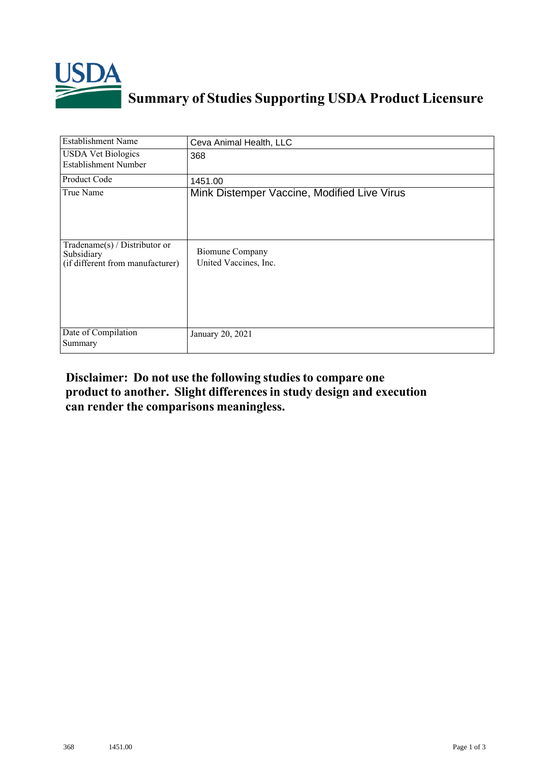# Summary of Studies Supporting USDA Product Licensure

| Establishment Name | Ceva Animal Health, LLC |
|---|---|
| USDA Vet Biologics Establishment Number | 368 |
| Product Code | 1451.00 |
| True Name | Mink Distemper Vaccine, Modified Live Virus |
| Tradename(s) / Distributor or Subsidiary (if different from manufacturer) | Biomune Company<br>United Vaccines, Inc. |
| Date of Compilation Summary | January 20, 2021 |

**Disclaimer: Do not use the following studies to compare one product to another. Slight differences in study design and execution can render the comparisons meaningless.**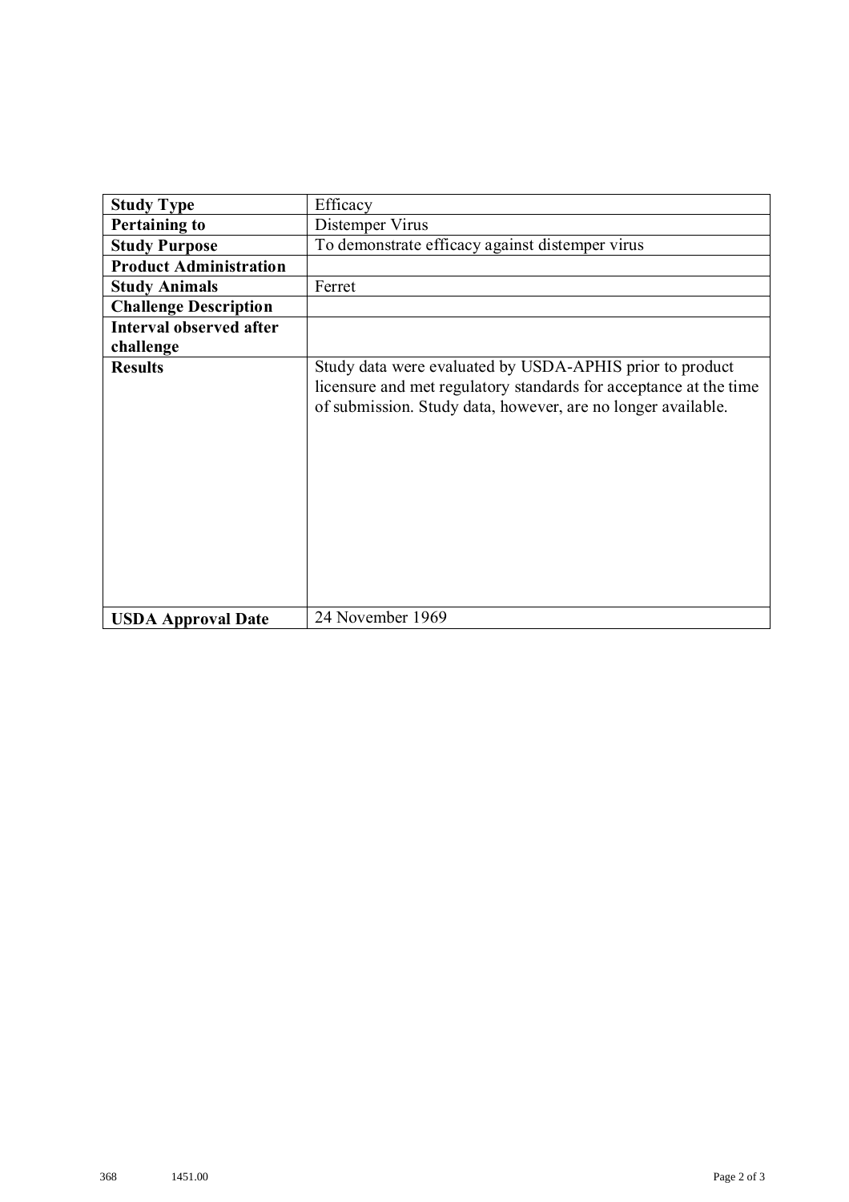| **Study Type** | Efficacy |
|---|---|
| **Pertaining to** | Distemper Virus |
| **Study Purpose** | To demonstrate efficacy against distemper virus |
| **Product Administration** | |
| **Study Animals** | Ferret |
| **Challenge Description** | |
| **Interval observed after challenge** | |
| **Results** | Study data were evaluated by USDA-APHIS prior to product licensure and met regulatory standards for acceptance at the time of submission. Study data, however, are no longer available. |
| **USDA Approval Date** | 24 November 1969 |

368 1451.00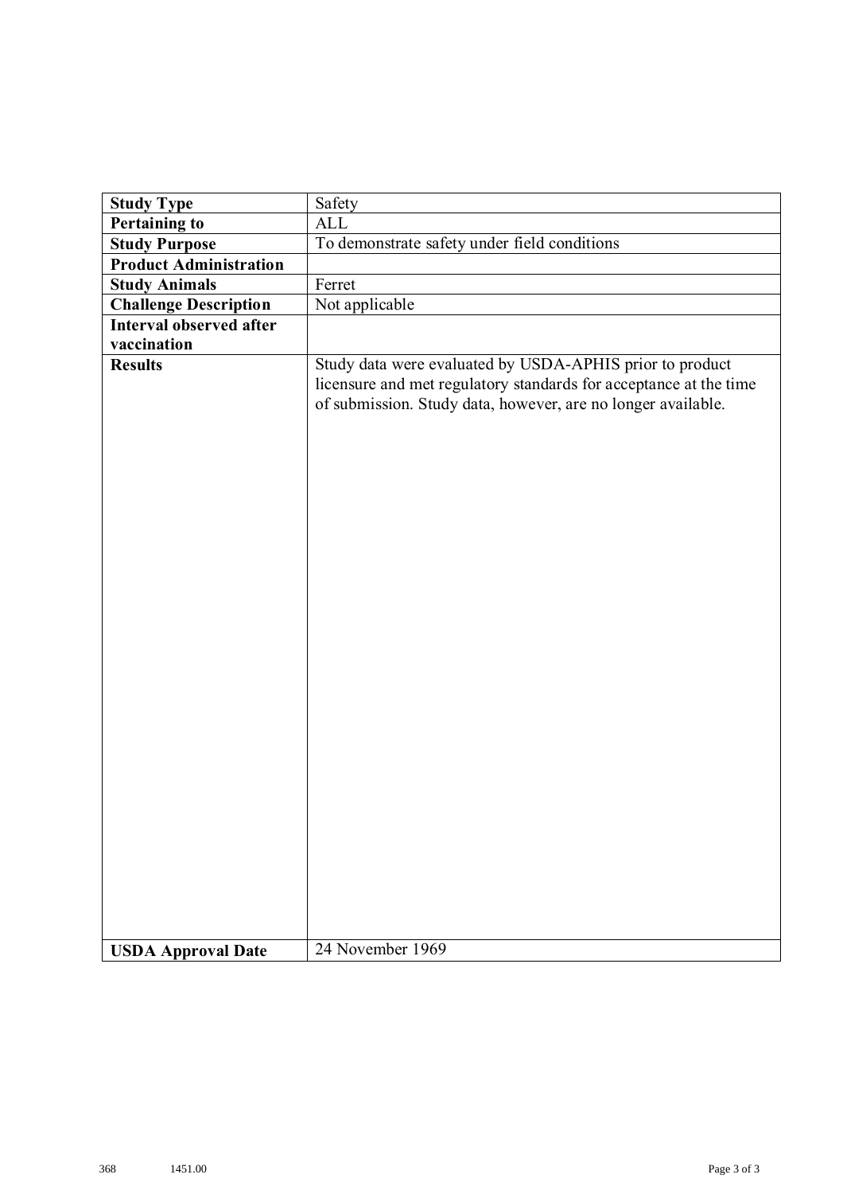| | |
|---|---|
| **Study Type** | Safety |
| **Pertaining to** | ALL |
| **Study Purpose** | To demonstrate safety under field conditions |
| **Product Administration** | |
| **Study Animals** | Ferret |
| **Challenge Description** | Not applicable |
| **Interval observed after vaccination** | |
| **Results** | Study data were evaluated by USDA-APHIS prior to product licensure and met regulatory standards for acceptance at the time of submission. Study data, however, are no longer available. |
| **USDA Approval Date** | 24 November 1969 |

368 1451.00